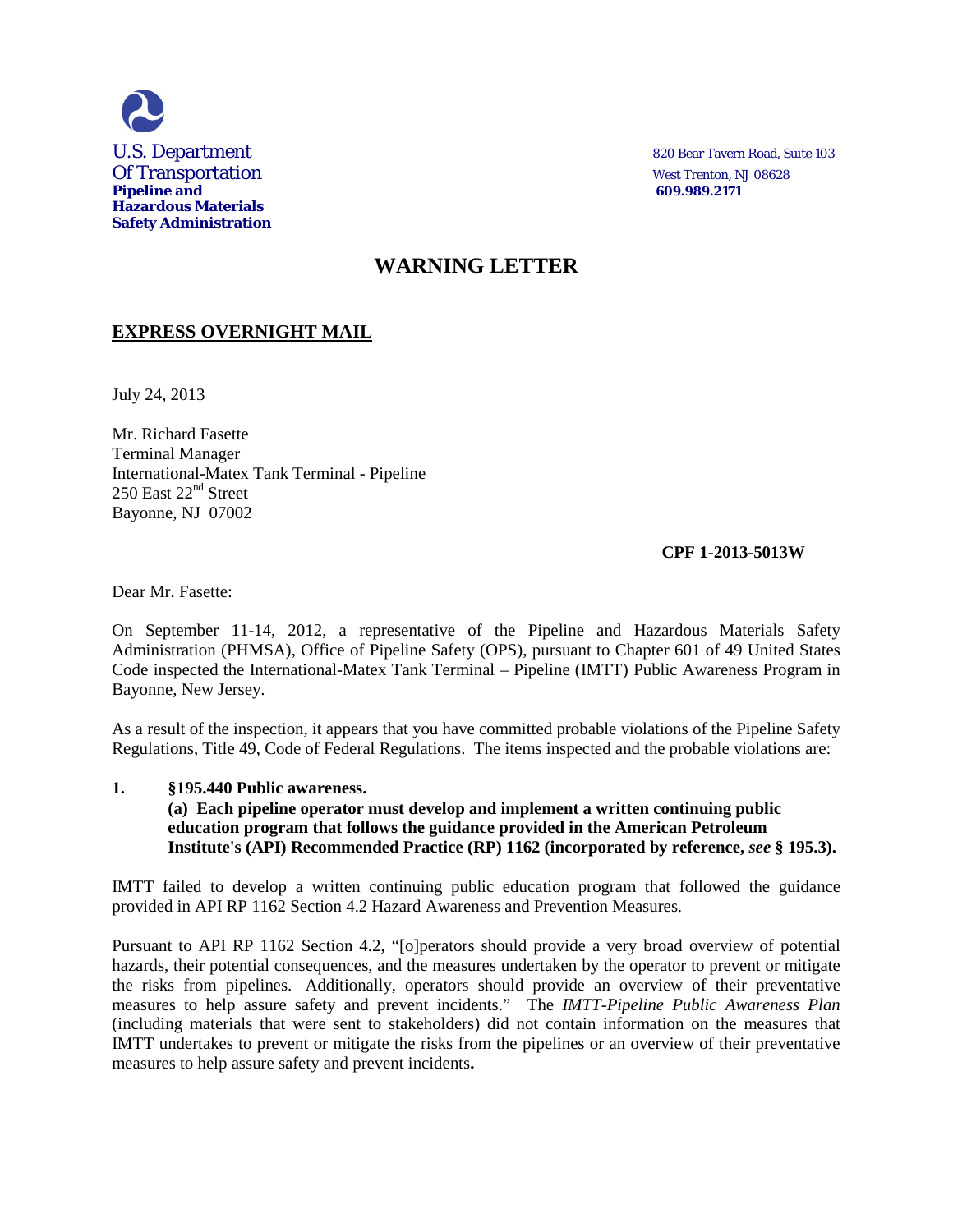U.S. Department
Of Transportation
**Pipeline and Hazardous Materials Safety Administration**

820 Bear Tavern Road, Suite 103
West Trenton, NJ 08628
**609.989.2171**

# WARNING LETTER

**EXPRESS OVERNIGHT MAIL**

July 24, 2013

Mr. Richard Fasette
Terminal Manager
International-Matex Tank Terminal - Pipeline
250 East 22nd Street
Bayonne, NJ 07002

**CPF 1-2013-5013W**

Dear Mr. Fasette:

On September 11-14, 2012, a representative of the Pipeline and Hazardous Materials Safety Administration (PHMSA), Office of Pipeline Safety (OPS), pursuant to Chapter 601 of 49 United States Code inspected the International-Matex Tank Terminal – Pipeline (IMTT) Public Awareness Program in Bayonne, New Jersey.

As a result of the inspection, it appears that you have committed probable violations of the Pipeline Safety Regulations, Title 49, Code of Federal Regulations. The items inspected and the probable violations are:

**1. §195.440 Public awareness.**
**(a) Each pipeline operator must develop and implement a written continuing public education program that follows the guidance provided in the American Petroleum Institute's (API) Recommended Practice (RP) 1162 (incorporated by reference, *see* § 195.3).**

IMTT failed to develop a written continuing public education program that followed the guidance provided in API RP 1162 Section 4.2 Hazard Awareness and Prevention Measures.

Pursuant to API RP 1162 Section 4.2, "[o]perators should provide a very broad overview of potential hazards, their potential consequences, and the measures undertaken by the operator to prevent or mitigate the risks from pipelines. Additionally, operators should provide an overview of their preventative measures to help assure safety and prevent incidents." The *IMTT-Pipeline Public Awareness Plan* (including materials that were sent to stakeholders) did not contain information on the measures that IMTT undertakes to prevent or mitigate the risks from the pipelines or an overview of their preventative measures to help assure safety and prevent incidents**.**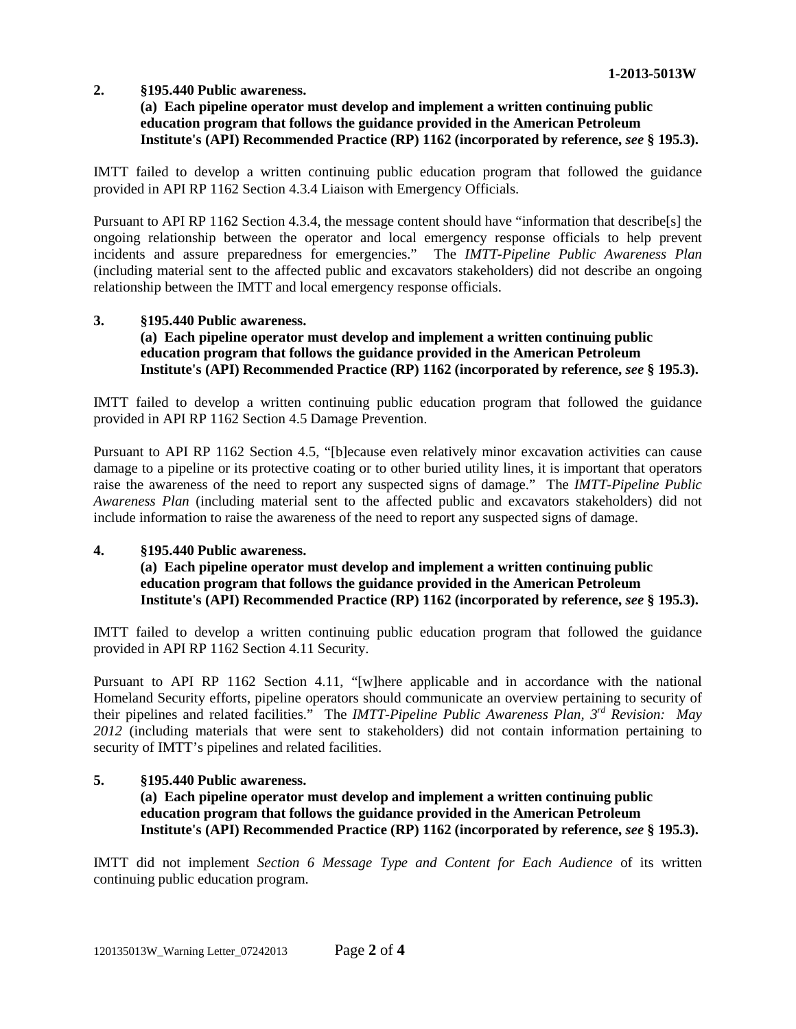**2. §195.440 Public awareness.**

**(a) Each pipeline operator must develop and implement a written continuing public education program that follows the guidance provided in the American Petroleum Institute's (API) Recommended Practice (RP) 1162 (incorporated by reference, *see* § 195.3).**

IMTT failed to develop a written continuing public education program that followed the guidance provided in API RP 1162 Section 4.3.4 Liaison with Emergency Officials.

Pursuant to API RP 1162 Section 4.3.4, the message content should have "information that describe[s] the ongoing relationship between the operator and local emergency response officials to help prevent incidents and assure preparedness for emergencies." The *IMTT-Pipeline Public Awareness Plan* (including material sent to the affected public and excavators stakeholders) did not describe an ongoing relationship between the IMTT and local emergency response officials.

**3. §195.440 Public awareness.**

**(a) Each pipeline operator must develop and implement a written continuing public education program that follows the guidance provided in the American Petroleum Institute's (API) Recommended Practice (RP) 1162 (incorporated by reference, *see* § 195.3).**

IMTT failed to develop a written continuing public education program that followed the guidance provided in API RP 1162 Section 4.5 Damage Prevention.

Pursuant to API RP 1162 Section 4.5, "[b]ecause even relatively minor excavation activities can cause damage to a pipeline or its protective coating or to other buried utility lines, it is important that operators raise the awareness of the need to report any suspected signs of damage." The *IMTT-Pipeline Public Awareness Plan* (including material sent to the affected public and excavators stakeholders) did not include information to raise the awareness of the need to report any suspected signs of damage.

**4. §195.440 Public awareness.**

**(a) Each pipeline operator must develop and implement a written continuing public education program that follows the guidance provided in the American Petroleum Institute's (API) Recommended Practice (RP) 1162 (incorporated by reference, *see* § 195.3).**

IMTT failed to develop a written continuing public education program that followed the guidance provided in API RP 1162 Section 4.11 Security.

Pursuant to API RP 1162 Section 4.11, "[w]here applicable and in accordance with the national Homeland Security efforts, pipeline operators should communicate an overview pertaining to security of their pipelines and related facilities." The *IMTT-Pipeline Public Awareness Plan, 3rd Revision: May 2012* (including materials that were sent to stakeholders) did not contain information pertaining to security of IMTT's pipelines and related facilities.

**5. §195.440 Public awareness.**

**(a) Each pipeline operator must develop and implement a written continuing public education program that follows the guidance provided in the American Petroleum Institute's (API) Recommended Practice (RP) 1162 (incorporated by reference, *see* § 195.3).**

IMTT did not implement *Section 6 Message Type and Content for Each Audience* of its written continuing public education program.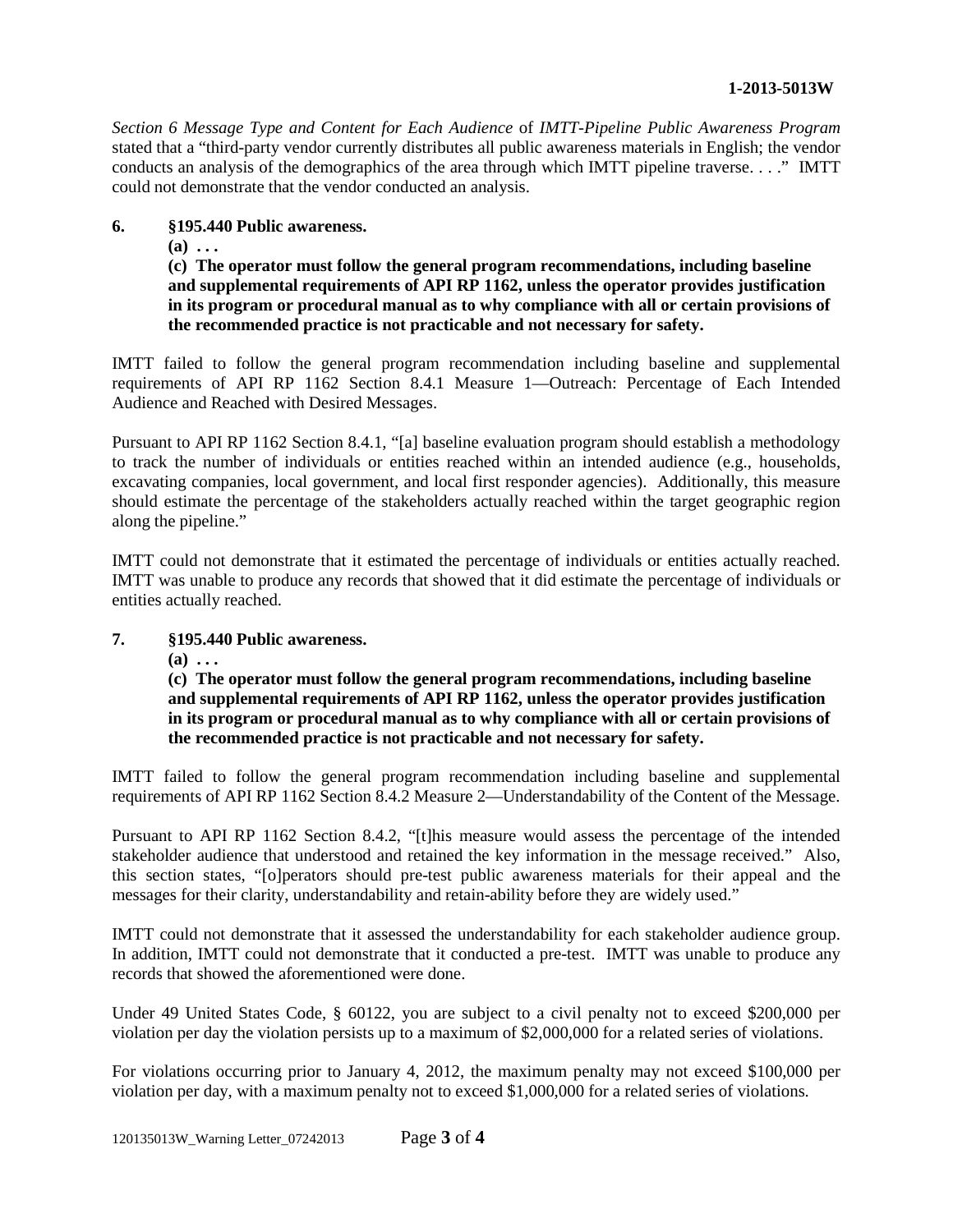*Section 6 Message Type and Content for Each Audience* of *IMTT-Pipeline Public Awareness Program* stated that a "third-party vendor currently distributes all public awareness materials in English; the vendor conducts an analysis of the demographics of the area through which IMTT pipeline traverse. . . ." IMTT could not demonstrate that the vendor conducted an analysis.

**6. §195.440 Public awareness.**

**(a) . . .**

**(c) The operator must follow the general program recommendations, including baseline and supplemental requirements of API RP 1162, unless the operator provides justification in its program or procedural manual as to why compliance with all or certain provisions of the recommended practice is not practicable and not necessary for safety.**

IMTT failed to follow the general program recommendation including baseline and supplemental requirements of API RP 1162 Section 8.4.1 Measure 1—Outreach: Percentage of Each Intended Audience and Reached with Desired Messages.

Pursuant to API RP 1162 Section 8.4.1, "[a] baseline evaluation program should establish a methodology to track the number of individuals or entities reached within an intended audience (e.g., households, excavating companies, local government, and local first responder agencies). Additionally, this measure should estimate the percentage of the stakeholders actually reached within the target geographic region along the pipeline."

IMTT could not demonstrate that it estimated the percentage of individuals or entities actually reached. IMTT was unable to produce any records that showed that it did estimate the percentage of individuals or entities actually reached.

**7. §195.440 Public awareness.**

**(a) . . .**

**(c) The operator must follow the general program recommendations, including baseline and supplemental requirements of API RP 1162, unless the operator provides justification in its program or procedural manual as to why compliance with all or certain provisions of the recommended practice is not practicable and not necessary for safety.**

IMTT failed to follow the general program recommendation including baseline and supplemental requirements of API RP 1162 Section 8.4.2 Measure 2—Understandability of the Content of the Message.

Pursuant to API RP 1162 Section 8.4.2, "[t]his measure would assess the percentage of the intended stakeholder audience that understood and retained the key information in the message received." Also, this section states, "[o]perators should pre-test public awareness materials for their appeal and the messages for their clarity, understandability and retain-ability before they are widely used."

IMTT could not demonstrate that it assessed the understandability for each stakeholder audience group. In addition, IMTT could not demonstrate that it conducted a pre-test. IMTT was unable to produce any records that showed the aforementioned were done.

Under 49 United States Code, § 60122, you are subject to a civil penalty not to exceed $200,000 per violation per day the violation persists up to a maximum of $2,000,000 for a related series of violations.

For violations occurring prior to January 4, 2012, the maximum penalty may not exceed $100,000 per violation per day, with a maximum penalty not to exceed $1,000,000 for a related series of violations.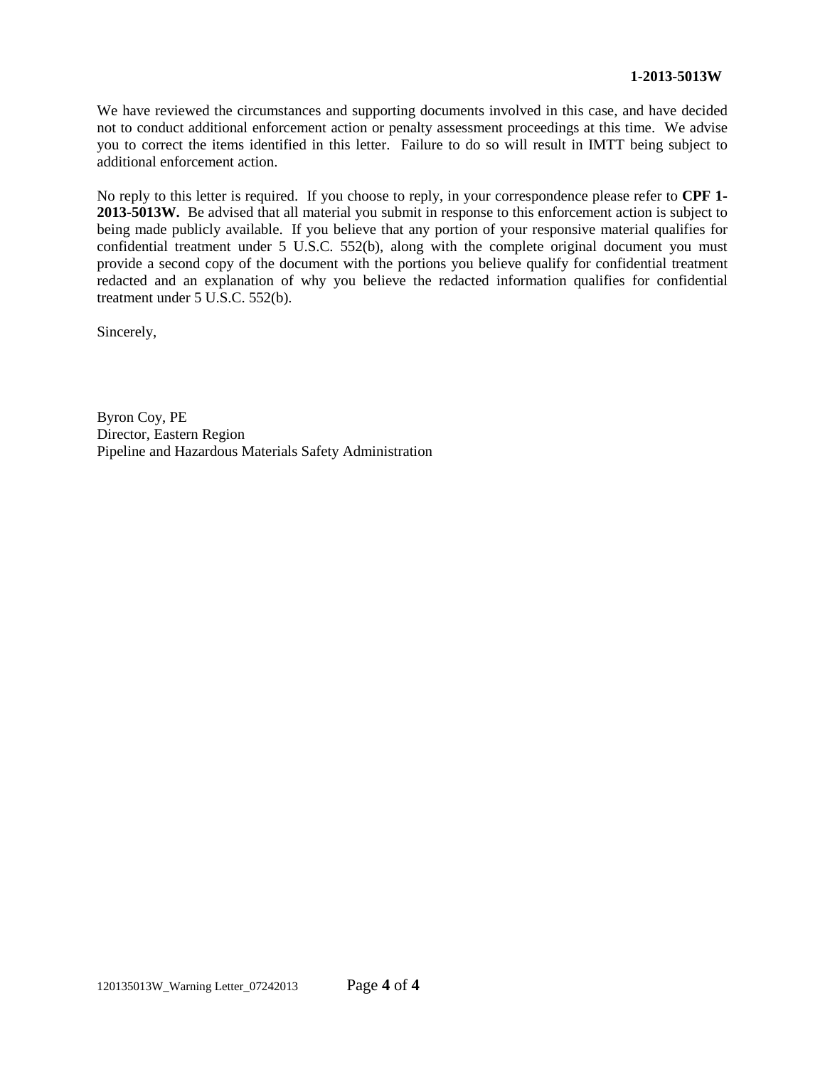We have reviewed the circumstances and supporting documents involved in this case, and have decided not to conduct additional enforcement action or penalty assessment proceedings at this time. We advise you to correct the items identified in this letter. Failure to do so will result in IMTT being subject to additional enforcement action.

No reply to this letter is required. If you choose to reply, in your correspondence please refer to **CPF 1-2013-5013W.** Be advised that all material you submit in response to this enforcement action is subject to being made publicly available. If you believe that any portion of your responsive material qualifies for confidential treatment under 5 U.S.C. 552(b), along with the complete original document you must provide a second copy of the document with the portions you believe qualify for confidential treatment redacted and an explanation of why you believe the redacted information qualifies for confidential treatment under 5 U.S.C. 552(b).

Sincerely,

Byron Coy, PE
Director, Eastern Region
Pipeline and Hazardous Materials Safety Administration